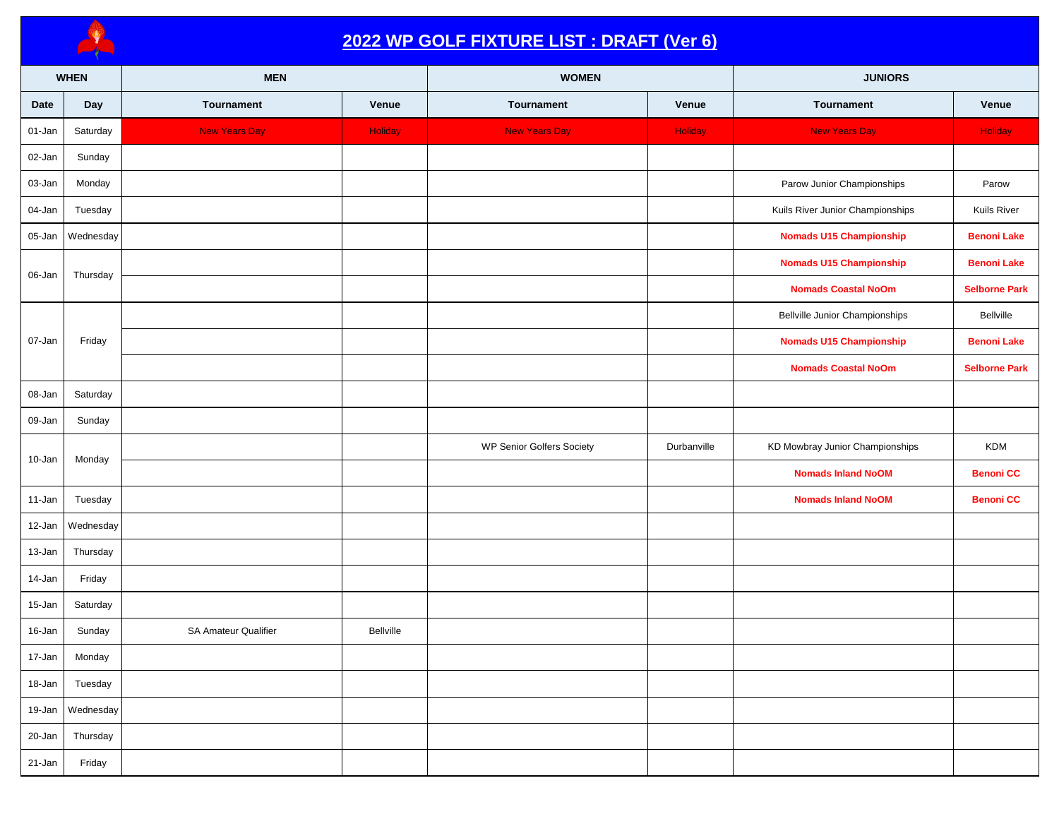# 2022 WP GOLF FIXTURE LIST : DRAFT (Ver 6)

| WHEN | | MEN | | WOMEN | | JUNIORS | |
|---|---|---|---|---|---|---|---|
| Date | Day | Tournament | Venue | Tournament | Venue | Tournament | Venue |
| 01-Jan | Saturday | New Years Day | Holiday | New Years Day | Holiday | New Years Day | Holiday |
| 02-Jan | Sunday | | | | | | |
| 03-Jan | Monday | | | | | Parow Junior Championships | Parow |
| 04-Jan | Tuesday | | | | | Kuils River Junior Championships | Kuils River |
| 05-Jan | Wednesday | | | | | **Nomads U15 Championship** | **Benoni Lake** |
| 06-Jan | Thursday | | | | | **Nomads U15 Championship** | **Benoni Lake** |
| | | | | | | **Nomads Coastal NoOm** | **Selborne Park** |
| 07-Jan | Friday | | | | | Bellville Junior Championships | Bellville |
| | | | | | | **Nomads U15 Championship** | **Benoni Lake** |
| | | | | | | **Nomads Coastal NoOm** | **Selborne Park** |
| 08-Jan | Saturday | | | | | | |
| 09-Jan | Sunday | | | | | | |
| 10-Jan | Monday | | | WP Senior Golfers Society | Durbanville | KD Mowbray Junior Championships | KDM |
| | | | | | | **Nomads Inland NoOM** | **Benoni CC** |
| 11-Jan | Tuesday | | | | | **Nomads Inland NoOM** | **Benoni CC** |
| 12-Jan | Wednesday | | | | | | |
| 13-Jan | Thursday | | | | | | |
| 14-Jan | Friday | | | | | | |
| 15-Jan | Saturday | | | | | | |
| 16-Jan | Sunday | SA Amateur Qualifier | Bellville | | | | |
| 17-Jan | Monday | | | | | | |
| 18-Jan | Tuesday | | | | | | |
| 19-Jan | Wednesday | | | | | | |
| 20-Jan | Thursday | | | | | | |
| 21-Jan | Friday | | | | | | |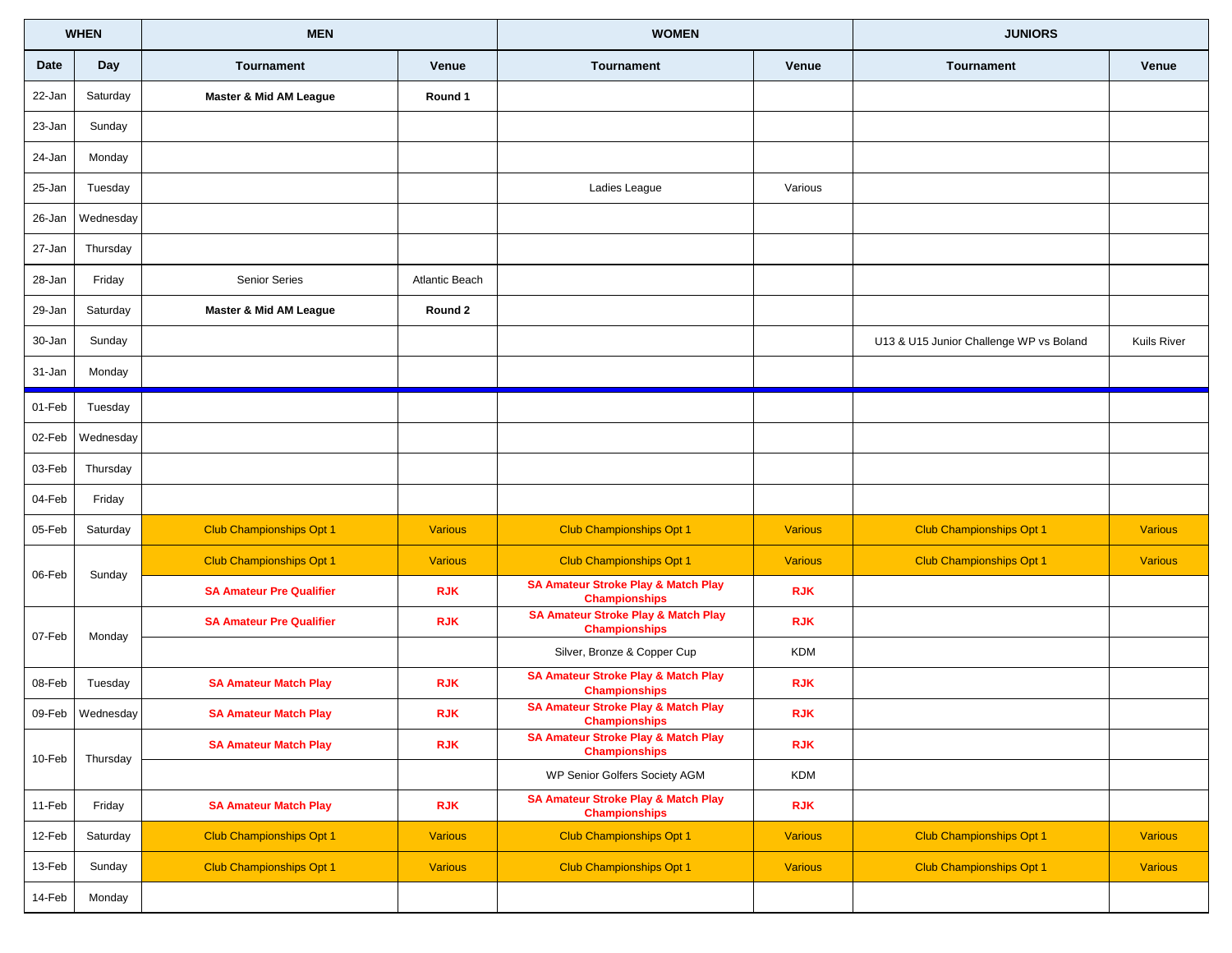| WHEN | | MEN | | WOMEN | | JUNIORS | |
|---|---|---|---|---|---|---|---|
| Date | Day | Tournament | Venue | Tournament | Venue | Tournament | Venue |
| 22-Jan | Saturday | **Master & Mid AM League** | **Round 1** | | | | |
| 23-Jan | Sunday | | | | | | |
| 24-Jan | Monday | | | | | | |
| 25-Jan | Tuesday | | | Ladies League | Various | | |
| 26-Jan | Wednesday | | | | | | |
| 27-Jan | Thursday | | | | | | |
| 28-Jan | Friday | Senior Series | Atlantic Beach | | | | |
| 29-Jan | Saturday | **Master & Mid AM League** | **Round 2** | | | | |
| 30-Jan | Sunday | | | | | U13 & U15 Junior Challenge WP vs Boland | Kuils River |
| 31-Jan | Monday | | | | | | |
| 01-Feb | Tuesday | | | | | | |
| 02-Feb | Wednesday | | | | | | |
| 03-Feb | Thursday | | | | | | |
| 04-Feb | Friday | | | | | | |
| 05-Feb | Saturday | Club Championships Opt 1 | Various | Club Championships Opt 1 | Various | Club Championships Opt 1 | Various |
| 06-Feb | Sunday | Club Championships Opt 1 | Various | Club Championships Opt 1 | Various | Club Championships Opt 1 | Various |
| | | **SA Amateur Pre Qualifier** | **RJK** | **SA Amateur Stroke Play & Match Play Championships** | **RJK** | | |
| 07-Feb | Monday | **SA Amateur Pre Qualifier** | **RJK** | **SA Amateur Stroke Play & Match Play Championships** | **RJK** | | |
| | | | | Silver, Bronze & Copper Cup | KDM | | |
| 08-Feb | Tuesday | **SA Amateur Match Play** | **RJK** | **SA Amateur Stroke Play & Match Play Championships** | **RJK** | | |
| 09-Feb | Wednesday | **SA Amateur Match Play** | **RJK** | **SA Amateur Stroke Play & Match Play Championships** | **RJK** | | |
| 10-Feb | Thursday | **SA Amateur Match Play** | **RJK** | **SA Amateur Stroke Play & Match Play Championships** | **RJK** | | |
| | | | | WP Senior Golfers Society AGM | KDM | | |
| 11-Feb | Friday | **SA Amateur Match Play** | **RJK** | **SA Amateur Stroke Play & Match Play Championships** | **RJK** | | |
| 12-Feb | Saturday | Club Championships Opt 1 | Various | Club Championships Opt 1 | Various | Club Championships Opt 1 | Various |
| 13-Feb | Sunday | Club Championships Opt 1 | Various | Club Championships Opt 1 | Various | Club Championships Opt 1 | Various |
| 14-Feb | Monday | | | | | | |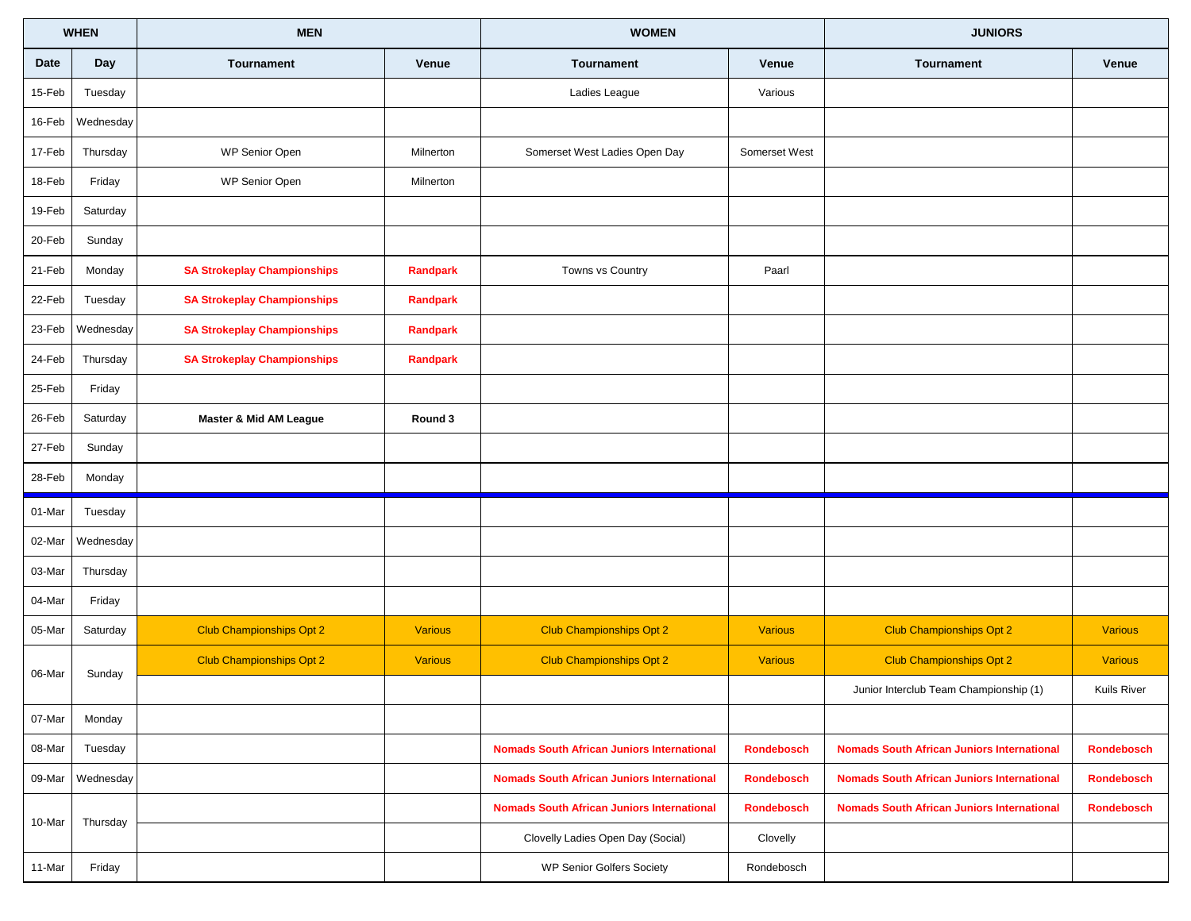| WHEN | | MEN | | WOMEN | | JUNIORS | |
|---|---|---|---|---|---|---|---|
| Date | Day | Tournament | Venue | Tournament | Venue | Tournament | Venue |
| 15-Feb | Tuesday | | | Ladies League | Various | | |
| 16-Feb | Wednesday | | | | | | |
| 17-Feb | Thursday | WP Senior Open | Milnerton | Somerset West Ladies Open Day | Somerset West | | |
| 18-Feb | Friday | WP Senior Open | Milnerton | | | | |
| 19-Feb | Saturday | | | | | | |
| 20-Feb | Sunday | | | | | | |
| 21-Feb | Monday | **SA Strokeplay Championships** | **Randpark** | Towns vs Country | Paarl | | |
| 22-Feb | Tuesday | **SA Strokeplay Championships** | **Randpark** | | | | |
| 23-Feb | Wednesday | **SA Strokeplay Championships** | **Randpark** | | | | |
| 24-Feb | Thursday | **SA Strokeplay Championships** | **Randpark** | | | | |
| 25-Feb | Friday | | | | | | |
| 26-Feb | Saturday | **Master & Mid AM League** | **Round 3** | | | | |
| 27-Feb | Sunday | | | | | | |
| 28-Feb | Monday | | | | | | |
| 01-Mar | Tuesday | | | | | | |
| 02-Mar | Wednesday | | | | | | |
| 03-Mar | Thursday | | | | | | |
| 04-Mar | Friday | | | | | | |
| 05-Mar | Saturday | Club Championships Opt 2 | Various | Club Championships Opt 2 | Various | Club Championships Opt 2 | Various |
| 06-Mar | Sunday | Club Championships Opt 2 | Various | Club Championships Opt 2 | Various | Club Championships Opt 2 | Various |
| | | | | | | Junior Interclub Team Championship (1) | Kuils River |
| 07-Mar | Monday | | | | | | |
| 08-Mar | Tuesday | | | **Nomads South African Juniors International** | **Rondebosch** | **Nomads South African Juniors International** | **Rondebosch** |
| 09-Mar | Wednesday | | | **Nomads South African Juniors International** | **Rondebosch** | **Nomads South African Juniors International** | **Rondebosch** |
| 10-Mar | Thursday | | | **Nomads South African Juniors International** | **Rondebosch** | **Nomads South African Juniors International** | **Rondebosch** |
| | | | | Clovelly Ladies Open Day (Social) | Clovelly | | |
| 11-Mar | Friday | | | WP Senior Golfers Society | Rondebosch | | |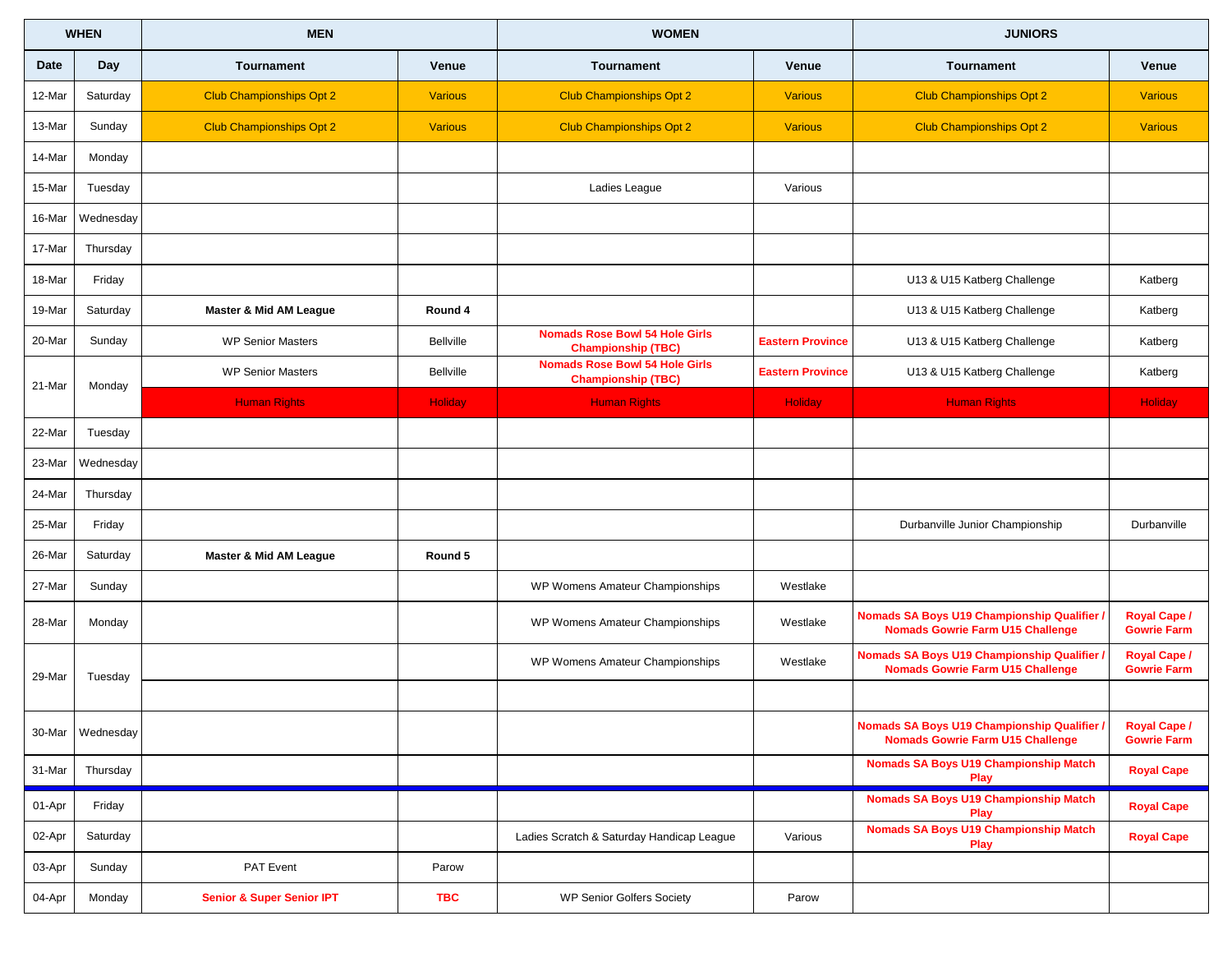| WHEN | | MEN | | WOMEN | | JUNIORS | |
|---|---|---|---|---|---|---|---|
| **Date** | **Day** | **Tournament** | **Venue** | **Tournament** | **Venue** | **Tournament** | **Venue** |
| 12-Mar | Saturday | Club Championships Opt 2 | Various | Club Championships Opt 2 | Various | Club Championships Opt 2 | Various |
| 13-Mar | Sunday | Club Championships Opt 2 | Various | Club Championships Opt 2 | Various | Club Championships Opt 2 | Various |
| 14-Mar | Monday | | | | | | |
| 15-Mar | Tuesday | | | Ladies League | Various | | |
| 16-Mar | Wednesday | | | | | | |
| 17-Mar | Thursday | | | | | | |
| 18-Mar | Friday | | | | | U13 & U15 Katberg Challenge | Katberg |
| 19-Mar | Saturday | **Master & Mid AM League** | **Round 4** | | | U13 & U15 Katberg Challenge | Katberg |
| 20-Mar | Sunday | WP Senior Masters | Bellville | **Nomads Rose Bowl 54 Hole Girls Championship (TBC)** | **Eastern Province** | U13 & U15 Katberg Challenge | Katberg |
| 21-Mar | Monday | WP Senior Masters | Bellville | **Nomads Rose Bowl 54 Hole Girls Championship (TBC)** | **Eastern Province** | U13 & U15 Katberg Challenge | Katberg |
| | | Human Rights | Holiday | Human Rights | Holiday | Human Rights | Holiday |
| 22-Mar | Tuesday | | | | | | |
| 23-Mar | Wednesday | | | | | | |
| 24-Mar | Thursday | | | | | | |
| 25-Mar | Friday | | | | | Durbanville Junior Championship | Durbanville |
| 26-Mar | Saturday | **Master & Mid AM League** | **Round 5** | | | | |
| 27-Mar | Sunday | | | WP Womens Amateur Championships | Westlake | | |
| 28-Mar | Monday | | | WP Womens Amateur Championships | Westlake | **Nomads SA Boys U19 Championship Qualifier / Nomads Gowrie Farm U15 Challenge** | **Royal Cape / Gowrie Farm** |
| 29-Mar | Tuesday | | | WP Womens Amateur Championships | Westlake | **Nomads SA Boys U19 Championship Qualifier / Nomads Gowrie Farm U15 Challenge** | **Royal Cape / Gowrie Farm** |
| | | | | | | | |
| 30-Mar | Wednesday | | | | | **Nomads SA Boys U19 Championship Qualifier / Nomads Gowrie Farm U15 Challenge** | **Royal Cape / Gowrie Farm** |
| 31-Mar | Thursday | | | | | **Nomads SA Boys U19 Championship Match Play** | **Royal Cape** |
| 01-Apr | Friday | | | | | **Nomads SA Boys U19 Championship Match Play** | **Royal Cape** |
| 02-Apr | Saturday | | | Ladies Scratch & Saturday Handicap League | Various | **Nomads SA Boys U19 Championship Match Play** | **Royal Cape** |
| 03-Apr | Sunday | PAT Event | Parow | | | | |
| 04-Apr | Monday | **Senior & Super Senior IPT** | **TBC** | WP Senior Golfers Society | Parow | | |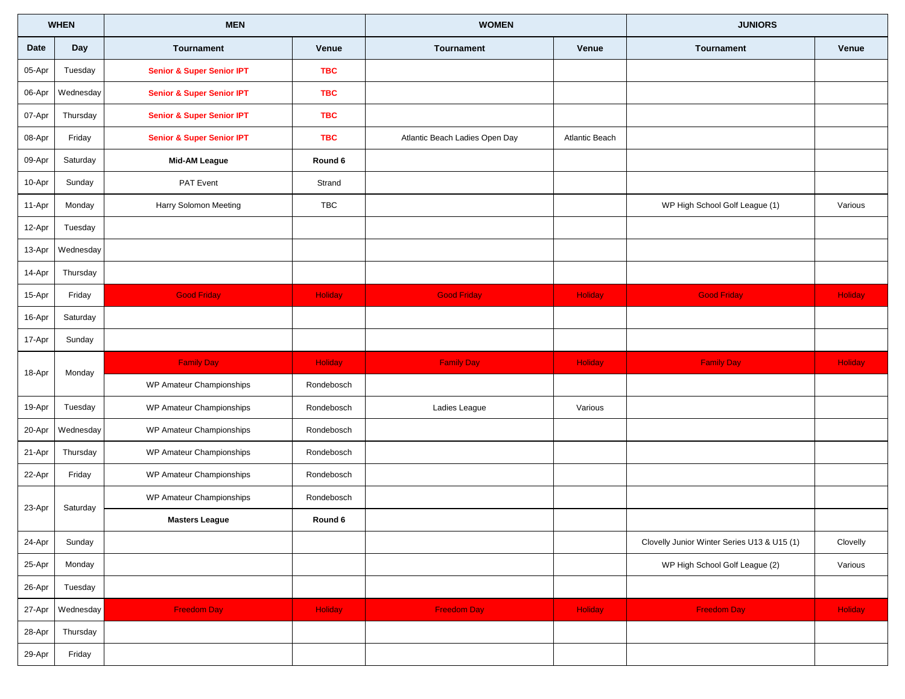| WHEN | | MEN | | WOMEN | | JUNIORS | |
|---|---|---|---|---|---|---|---|
| **Date** | **Day** | **Tournament** | **Venue** | **Tournament** | **Venue** | **Tournament** | **Venue** |
| 05-Apr | Tuesday | **Senior & Super Senior IPT** | **TBC** | | | | |
| 06-Apr | Wednesday | **Senior & Super Senior IPT** | **TBC** | | | | |
| 07-Apr | Thursday | **Senior & Super Senior IPT** | **TBC** | | | | |
| 08-Apr | Friday | **Senior & Super Senior IPT** | **TBC** | Atlantic Beach Ladies Open Day | Atlantic Beach | | |
| 09-Apr | Saturday | **Mid-AM League** | **Round 6** | | | | |
| 10-Apr | Sunday | PAT Event | Strand | | | | |
| 11-Apr | Monday | Harry Solomon Meeting | TBC | | | WP High School Golf League (1) | Various |
| 12-Apr | Tuesday | | | | | | |
| 13-Apr | Wednesday | | | | | | |
| 14-Apr | Thursday | | | | | | |
| 15-Apr | Friday | Good Friday | Holiday | Good Friday | Holiday | Good Friday | Holiday |
| 16-Apr | Saturday | | | | | | |
| 17-Apr | Sunday | | | | | | |
| 18-Apr | Monday | Family Day | Holiday | Family Day | Holiday | Family Day | Holiday |
| | | WP Amateur Championships | Rondebosch | | | | |
| 19-Apr | Tuesday | WP Amateur Championships | Rondebosch | Ladies League | Various | | |
| 20-Apr | Wednesday | WP Amateur Championships | Rondebosch | | | | |
| 21-Apr | Thursday | WP Amateur Championships | Rondebosch | | | | |
| 22-Apr | Friday | WP Amateur Championships | Rondebosch | | | | |
| 23-Apr | Saturday | WP Amateur Championships | Rondebosch | | | | |
| | | **Masters League** | **Round 6** | | | | |
| 24-Apr | Sunday | | | | | Clovelly Junior Winter Series U13 & U15 (1) | Clovelly |
| 25-Apr | Monday | | | | | WP High School Golf League (2) | Various |
| 26-Apr | Tuesday | | | | | | |
| 27-Apr | Wednesday | Freedom Day | Holiday | Freedom Day | Holiday | Freedom Day | Holiday |
| 28-Apr | Thursday | | | | | | |
| 29-Apr | Friday | | | | | | |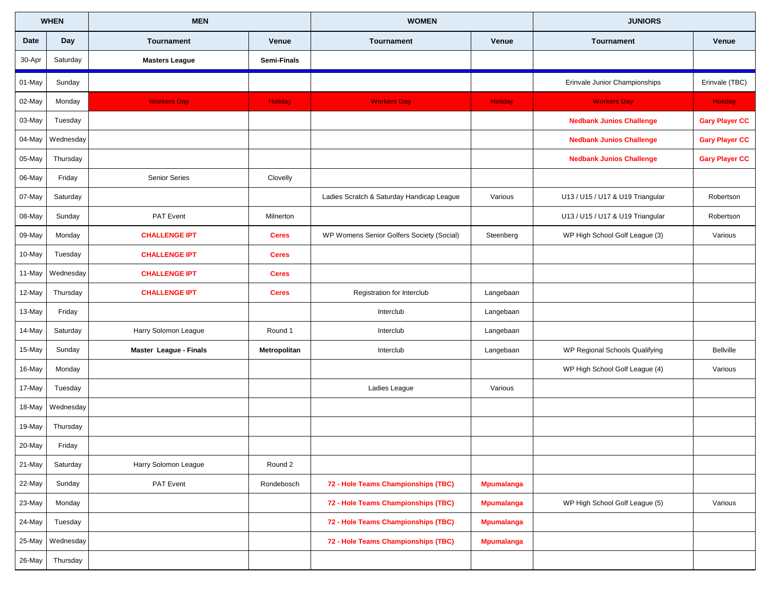| WHEN | | MEN | | WOMEN | | JUNIORS | |
|---|---|---|---|---|---|---|---|
| Date | Day | Tournament | Venue | Tournament | Venue | Tournament | Venue |
| 30-Apr | Saturday | **Masters League** | **Semi-Finals** | | | | |
| 01-May | Sunday | | | | | Erinvale Junior Championships | Erinvale (TBC) |
| 02-May | Monday | Workers Day | Holiday | Workers Day | Holiday | Workers Day | Holiday |
| 03-May | Tuesday | | | | | **Nedbank Junios Challenge** | **Gary Player CC** |
| 04-May | Wednesday | | | | | **Nedbank Junios Challenge** | **Gary Player CC** |
| 05-May | Thursday | | | | | **Nedbank Junios Challenge** | **Gary Player CC** |
| 06-May | Friday | Senior Series | Clovelly | | | | |
| 07-May | Saturday | | | Ladies Scratch & Saturday Handicap League | Various | U13 / U15 / U17 & U19 Triangular | Robertson |
| 08-May | Sunday | PAT Event | Milnerton | | | U13 / U15 / U17 & U19 Triangular | Robertson |
| 09-May | Monday | **CHALLENGE IPT** | **Ceres** | WP Womens Senior Golfers Society (Social) | Steenberg | WP High School Golf League (3) | Various |
| 10-May | Tuesday | **CHALLENGE IPT** | **Ceres** | | | | |
| 11-May | Wednesday | **CHALLENGE IPT** | **Ceres** | | | | |
| 12-May | Thursday | **CHALLENGE IPT** | **Ceres** | Registration for Interclub | Langebaan | | |
| 13-May | Friday | | | Interclub | Langebaan | | |
| 14-May | Saturday | Harry Solomon League | Round 1 | Interclub | Langebaan | | |
| 15-May | Sunday | **Master League - Finals** | **Metropolitan** | Interclub | Langebaan | WP Regional Schools Qualifying | Bellville |
| 16-May | Monday | | | | | WP High School Golf League (4) | Various |
| 17-May | Tuesday | | | Ladies League | Various | | |
| 18-May | Wednesday | | | | | | |
| 19-May | Thursday | | | | | | |
| 20-May | Friday | | | | | | |
| 21-May | Saturday | Harry Solomon League | Round 2 | | | | |
| 22-May | Sunday | PAT Event | Rondebosch | **72 - Hole Teams Championships (TBC)** | **Mpumalanga** | | |
| 23-May | Monday | | | **72 - Hole Teams Championships (TBC)** | **Mpumalanga** | WP High School Golf League (5) | Various |
| 24-May | Tuesday | | | **72 - Hole Teams Championships (TBC)** | **Mpumalanga** | | |
| 25-May | Wednesday | | | **72 - Hole Teams Championships (TBC)** | **Mpumalanga** | | |
| 26-May | Thursday | | | | | | |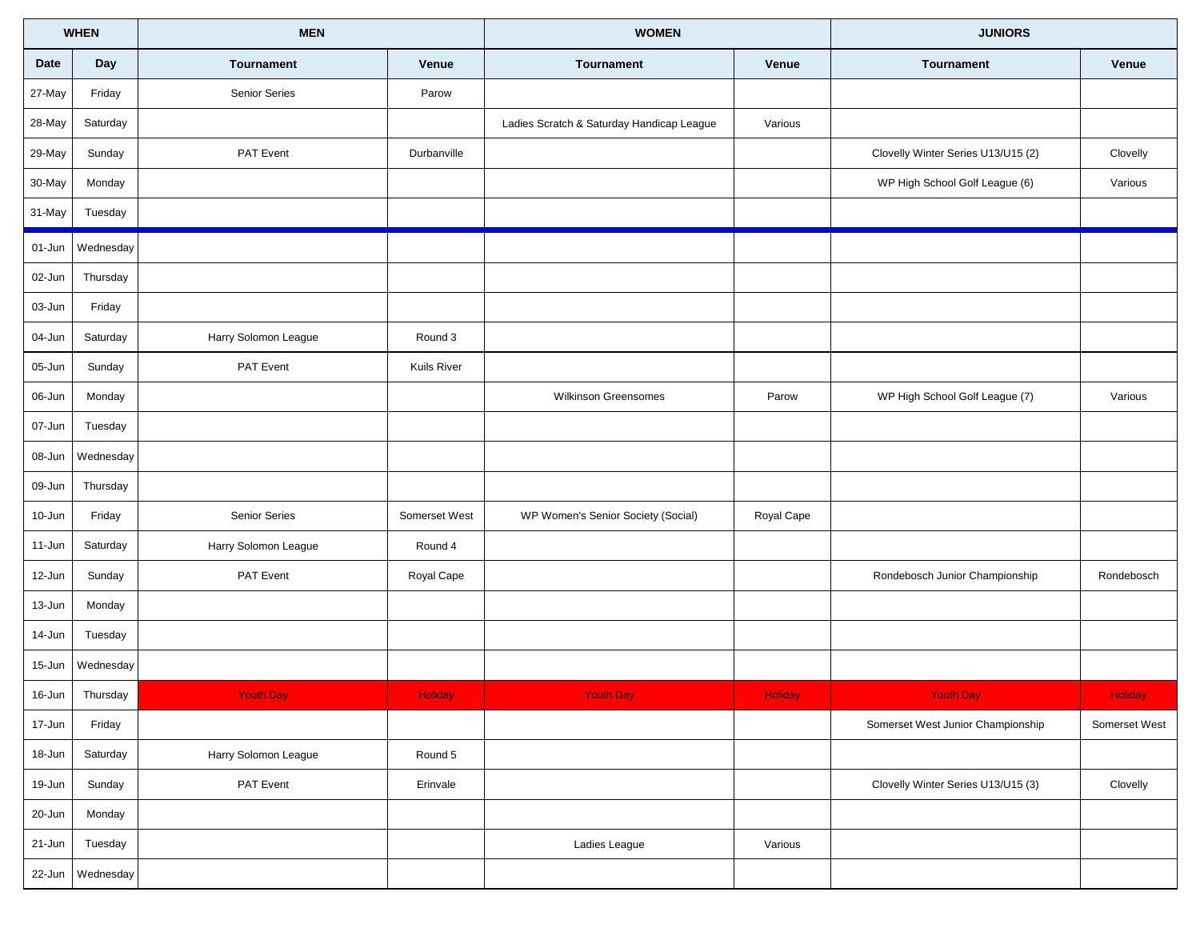| WHEN | | MEN | | WOMEN | | JUNIORS | |
|---|---|---|---|---|---|---|---|
| **Date** | **Day** | **Tournament** | **Venue** | **Tournament** | **Venue** | **Tournament** | **Venue** |
| 27-May | Friday | Senior Series | Parow | | | | |
| 28-May | Saturday | | | Ladies Scratch & Saturday Handicap League | Various | | |
| 29-May | Sunday | PAT Event | Durbanville | | | Clovelly Winter Series U13/U15 (2) | Clovelly |
| 30-May | Monday | | | | | WP High School Golf League (6) | Various |
| 31-May | Tuesday | | | | | | |
| 01-Jun | Wednesday | | | | | | |
| 02-Jun | Thursday | | | | | | |
| 03-Jun | Friday | | | | | | |
| 04-Jun | Saturday | Harry Solomon League | Round 3 | | | | |
| 05-Jun | Sunday | PAT Event | Kuils River | | | | |
| 06-Jun | Monday | | | Wilkinson Greensomes | Parow | WP High School Golf League (7) | Various |
| 07-Jun | Tuesday | | | | | | |
| 08-Jun | Wednesday | | | | | | |
| 09-Jun | Thursday | | | | | | |
| 10-Jun | Friday | Senior Series | Somerset West | WP Women's Senior Society (Social) | Royal Cape | | |
| 11-Jun | Saturday | Harry Solomon League | Round 4 | | | | |
| 12-Jun | Sunday | PAT Event | Royal Cape | | | Rondebosch Junior Championship | Rondebosch |
| 13-Jun | Monday | | | | | | |
| 14-Jun | Tuesday | | | | | | |
| 15-Jun | Wednesday | | | | | | |
| 16-Jun | Thursday | Youth Day | Holiday | Youth Day | Holiday | Youth Day | Holiday |
| 17-Jun | Friday | | | | | Somerset West Junior Championship | Somerset West |
| 18-Jun | Saturday | Harry Solomon League | Round 5 | | | | |
| 19-Jun | Sunday | PAT Event | Erinvale | | | Clovelly Winter Series U13/U15 (3) | Clovelly |
| 20-Jun | Monday | | | | | | |
| 21-Jun | Tuesday | | | Ladies League | Various | | |
| 22-Jun | Wednesday | | | | | | |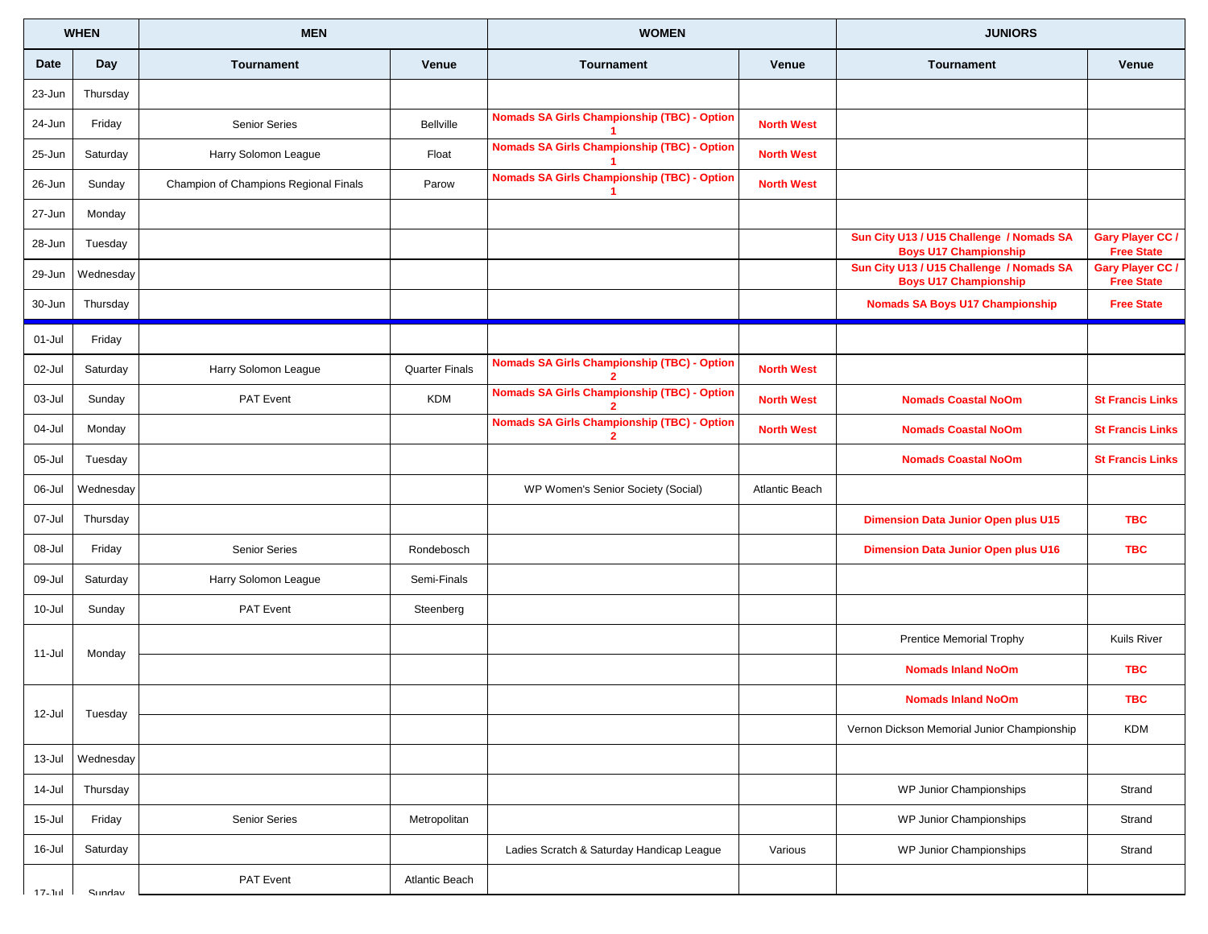| WHEN | | MEN | | WOMEN | | JUNIORS | |
|---|---|---|---|---|---|---|---|
| Date | Day | Tournament | Venue | Tournament | Venue | Tournament | Venue |
| 23-Jun | Thursday | | | | | | |
| 24-Jun | Friday | Senior Series | Bellville | **Nomads SA Girls Championship (TBC) - Option 1** | **North West** | | |
| 25-Jun | Saturday | Harry Solomon League | Float | **Nomads SA Girls Championship (TBC) - Option 1** | **North West** | | |
| 26-Jun | Sunday | Champion of Champions Regional Finals | Parow | **Nomads SA Girls Championship (TBC) - Option 1** | **North West** | | |
| 27-Jun | Monday | | | | | | |
| 28-Jun | Tuesday | | | | | **Sun City U13 / U15 Challenge / Nomads SA Boys U17 Championship** | **Gary Player CC / Free State** |
| 29-Jun | Wednesday | | | | | **Sun City U13 / U15 Challenge / Nomads SA Boys U17 Championship** | **Gary Player CC / Free State** |
| 30-Jun | Thursday | | | | | **Nomads SA Boys U17 Championship** | **Free State** |
| 01-Jul | Friday | | | | | | |
| 02-Jul | Saturday | Harry Solomon League | Quarter Finals | **Nomads SA Girls Championship (TBC) - Option 2** | **North West** | | |
| 03-Jul | Sunday | PAT Event | KDM | **Nomads SA Girls Championship (TBC) - Option 2** | **North West** | **Nomads Coastal NoOm** | **St Francis Links** |
| 04-Jul | Monday | | | **Nomads SA Girls Championship (TBC) - Option 2** | **North West** | **Nomads Coastal NoOm** | **St Francis Links** |
| 05-Jul | Tuesday | | | | | **Nomads Coastal NoOm** | **St Francis Links** |
| 06-Jul | Wednesday | | | WP Women's Senior Society (Social) | Atlantic Beach | | |
| 07-Jul | Thursday | | | | | **Dimension Data Junior Open plus U15** | **TBC** |
| 08-Jul | Friday | Senior Series | Rondebosch | | | **Dimension Data Junior Open plus U16** | **TBC** |
| 09-Jul | Saturday | Harry Solomon League | Semi-Finals | | | | |
| 10-Jul | Sunday | PAT Event | Steenberg | | | | |
| 11-Jul | Monday | | | | | Prentice Memorial Trophy | Kuils River |
| | | | | | | **Nomads Inland NoOm** | **TBC** |
| 12-Jul | Tuesday | | | | | **Nomads Inland NoOm** | **TBC** |
| | | | | | | Vernon Dickson Memorial Junior Championship | KDM |
| 13-Jul | Wednesday | | | | | | |
| 14-Jul | Thursday | | | | | WP Junior Championships | Strand |
| 15-Jul | Friday | Senior Series | Metropolitan | | | WP Junior Championships | Strand |
| 16-Jul | Saturday | | | Ladies Scratch & Saturday Handicap League | Various | WP Junior Championships | Strand |
| 17-Jul | Sunday | PAT Event | Atlantic Beach | | | | |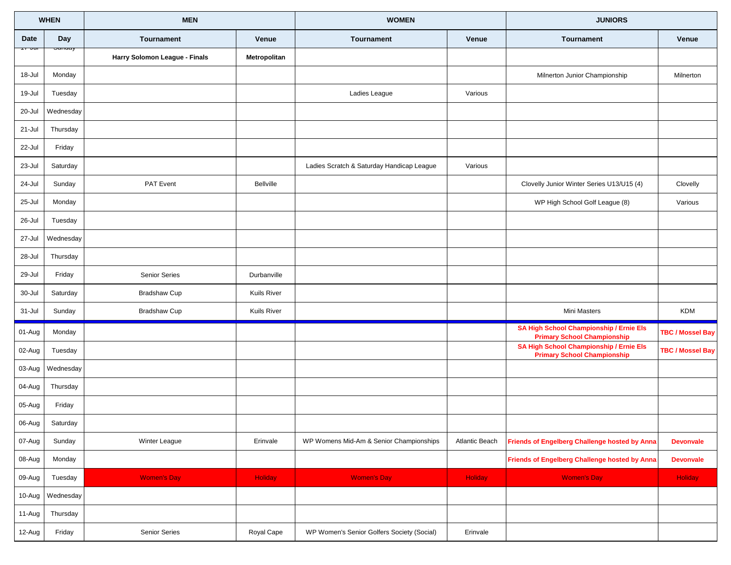| WHEN | | MEN | | WOMEN | | JUNIORS | |
|---|---|---|---|---|---|---|---|
| Date | Day | Tournament | Venue | Tournament | Venue | Tournament | Venue |
| 17-Jul | Sunday | **Harry Solomon League - Finals** | **Metropolitan** | | | | |
| 18-Jul | Monday | | | | | Milnerton Junior Championship | Milnerton |
| 19-Jul | Tuesday | | | Ladies League | Various | | |
| 20-Jul | Wednesday | | | | | | |
| 21-Jul | Thursday | | | | | | |
| 22-Jul | Friday | | | | | | |
| 23-Jul | Saturday | | | Ladies Scratch & Saturday Handicap League | Various | | |
| 24-Jul | Sunday | PAT Event | Bellville | | | Clovelly Junior Winter Series U13/U15 (4) | Clovelly |
| 25-Jul | Monday | | | | | WP High School Golf League (8) | Various |
| 26-Jul | Tuesday | | | | | | |
| 27-Jul | Wednesday | | | | | | |
| 28-Jul | Thursday | | | | | | |
| 29-Jul | Friday | Senior Series | Durbanville | | | | |
| 30-Jul | Saturday | Bradshaw Cup | Kuils River | | | | |
| 31-Jul | Sunday | Bradshaw Cup | Kuils River | | | Mini Masters | KDM |
| 01-Aug | Monday | | | | | **SA High School Championship / Ernie Els Primary School Championship** | **TBC / Mossel Bay** |
| 02-Aug | Tuesday | | | | | **SA High School Championship / Ernie Els Primary School Championship** | **TBC / Mossel Bay** |
| 03-Aug | Wednesday | | | | | | |
| 04-Aug | Thursday | | | | | | |
| 05-Aug | Friday | | | | | | |
| 06-Aug | Saturday | | | | | | |
| 07-Aug | Sunday | Winter League | Erinvale | WP Womens Mid-Am & Senior Championships | Atlantic Beach | **Friends of Engelberg Challenge hosted by Anna** | **Devonvale** |
| 08-Aug | Monday | | | | | **Friends of Engelberg Challenge hosted by Anna** | **Devonvale** |
| 09-Aug | Tuesday | Women's Day | Holiday | Women's Day | Holiday | Women's Day | Holiday |
| 10-Aug | Wednesday | | | | | | |
| 11-Aug | Thursday | | | | | | |
| 12-Aug | Friday | Senior Series | Royal Cape | WP Women's Senior Golfers Society (Social) | Erinvale | | |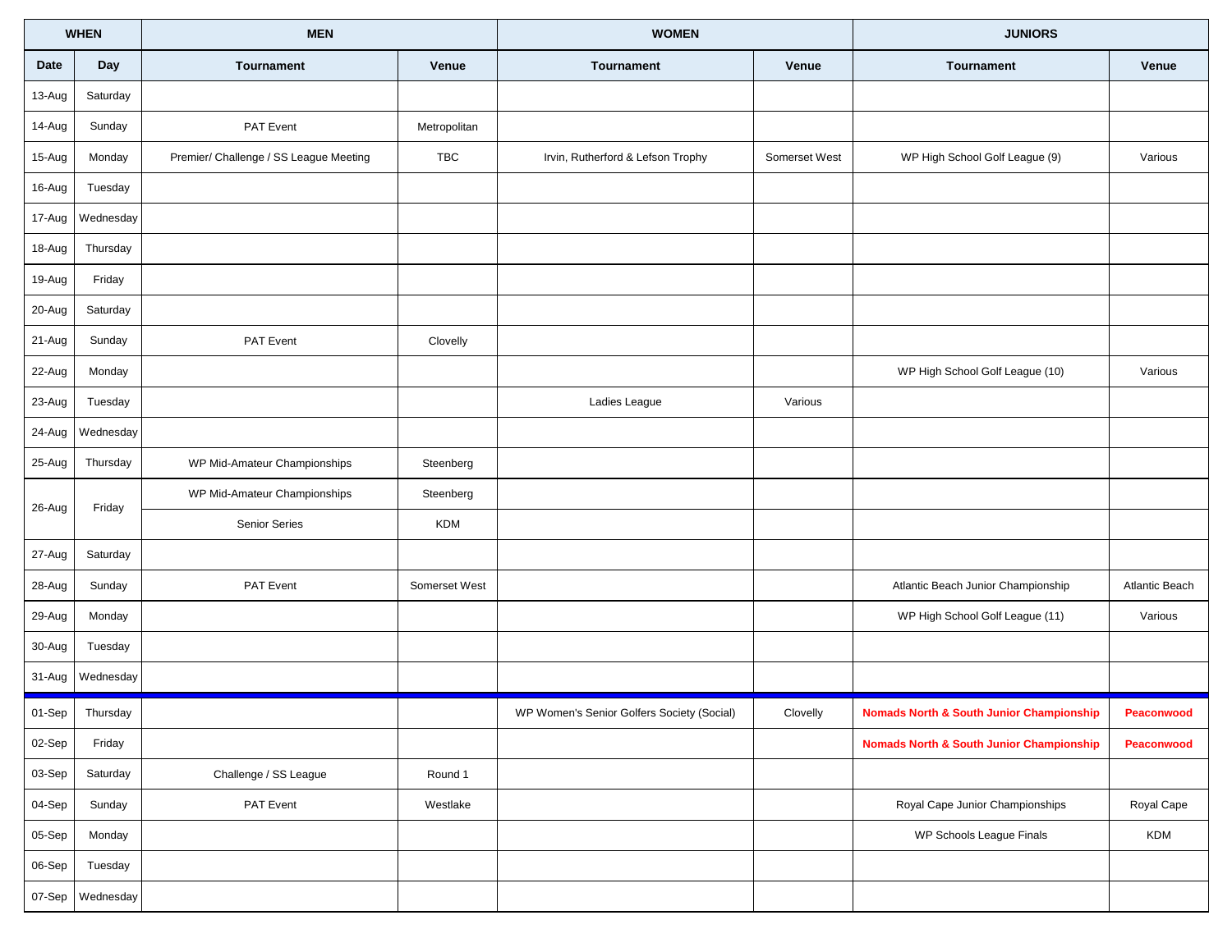| WHEN | | MEN | | WOMEN | | JUNIORS | |
|---|---|---|---|---|---|---|---|
| Date | Day | Tournament | Venue | Tournament | Venue | Tournament | Venue |
| 13-Aug | Saturday | | | | | | |
| 14-Aug | Sunday | PAT Event | Metropolitan | | | | |
| 15-Aug | Monday | Premier/ Challenge / SS League Meeting | TBC | Irvin, Rutherford & Lefson Trophy | Somerset West | WP High School Golf League (9) | Various |
| 16-Aug | Tuesday | | | | | | |
| 17-Aug | Wednesday | | | | | | |
| 18-Aug | Thursday | | | | | | |
| 19-Aug | Friday | | | | | | |
| 20-Aug | Saturday | | | | | | |
| 21-Aug | Sunday | PAT Event | Clovelly | | | | |
| 22-Aug | Monday | | | | | WP High School Golf League (10) | Various |
| 23-Aug | Tuesday | | | Ladies League | Various | | |
| 24-Aug | Wednesday | | | | | | |
| 25-Aug | Thursday | WP Mid-Amateur Championships | Steenberg | | | | |
| 26-Aug | Friday | WP Mid-Amateur Championships | Steenberg | | | | |
| | | Senior Series | KDM | | | | |
| 27-Aug | Saturday | | | | | | |
| 28-Aug | Sunday | PAT Event | Somerset West | | | Atlantic Beach Junior Championship | Atlantic Beach |
| 29-Aug | Monday | | | | | WP High School Golf League (11) | Various |
| 30-Aug | Tuesday | | | | | | |
| 31-Aug | Wednesday | | | | | | |
| 01-Sep | Thursday | | | WP Women's Senior Golfers Society (Social) | Clovelly | **Nomads North & South Junior Championship** | **Peaconwood** |
| 02-Sep | Friday | | | | | **Nomads North & South Junior Championship** | **Peaconwood** |
| 03-Sep | Saturday | Challenge / SS League | Round 1 | | | | |
| 04-Sep | Sunday | PAT Event | Westlake | | | Royal Cape Junior Championships | Royal Cape |
| 05-Sep | Monday | | | | | WP Schools League Finals | KDM |
| 06-Sep | Tuesday | | | | | | |
| 07-Sep | Wednesday | | | | | | |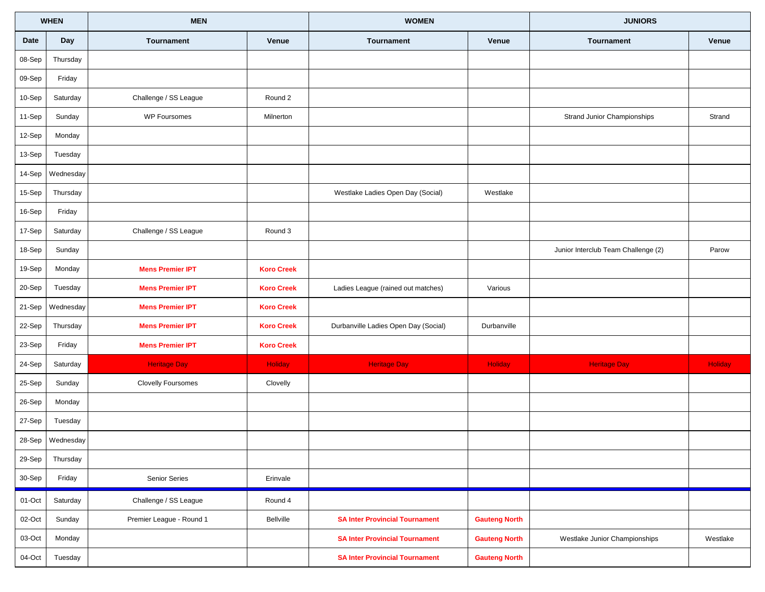| WHEN | | MEN | | WOMEN | | JUNIORS | |
|---|---|---|---|---|---|---|---|
| Date | Day | Tournament | Venue | Tournament | Venue | Tournament | Venue |
| 08-Sep | Thursday | | | | | | |
| 09-Sep | Friday | | | | | | |
| 10-Sep | Saturday | Challenge / SS League | Round 2 | | | | |
| 11-Sep | Sunday | WP Foursomes | Milnerton | | | Strand Junior Championships | Strand |
| 12-Sep | Monday | | | | | | |
| 13-Sep | Tuesday | | | | | | |
| 14-Sep | Wednesday | | | | | | |
| 15-Sep | Thursday | | | Westlake Ladies Open Day (Social) | Westlake | | |
| 16-Sep | Friday | | | | | | |
| 17-Sep | Saturday | Challenge / SS League | Round 3 | | | | |
| 18-Sep | Sunday | | | | | Junior Interclub Team Challenge (2) | Parow |
| 19-Sep | Monday | **Mens Premier IPT** | **Koro Creek** | | | | |
| 20-Sep | Tuesday | **Mens Premier IPT** | **Koro Creek** | Ladies League (rained out matches) | Various | | |
| 21-Sep | Wednesday | **Mens Premier IPT** | **Koro Creek** | | | | |
| 22-Sep | Thursday | **Mens Premier IPT** | **Koro Creek** | Durbanville Ladies Open Day (Social) | Durbanville | | |
| 23-Sep | Friday | **Mens Premier IPT** | **Koro Creek** | | | | |
| 24-Sep | Saturday | Heritage Day | Holiday | Heritage Day | Holiday | Heritage Day | Holiday |
| 25-Sep | Sunday | Clovelly Foursomes | Clovelly | | | | |
| 26-Sep | Monday | | | | | | |
| 27-Sep | Tuesday | | | | | | |
| 28-Sep | Wednesday | | | | | | |
| 29-Sep | Thursday | | | | | | |
| 30-Sep | Friday | Senior Series | Erinvale | | | | |
| 01-Oct | Saturday | Challenge / SS League | Round 4 | | | | |
| 02-Oct | Sunday | Premier League - Round 1 | Bellville | **SA Inter Provincial Tournament** | **Gauteng North** | | |
| 03-Oct | Monday | | | **SA Inter Provincial Tournament** | **Gauteng North** | Westlake Junior Championships | Westlake |
| 04-Oct | Tuesday | | | **SA Inter Provincial Tournament** | **Gauteng North** | | |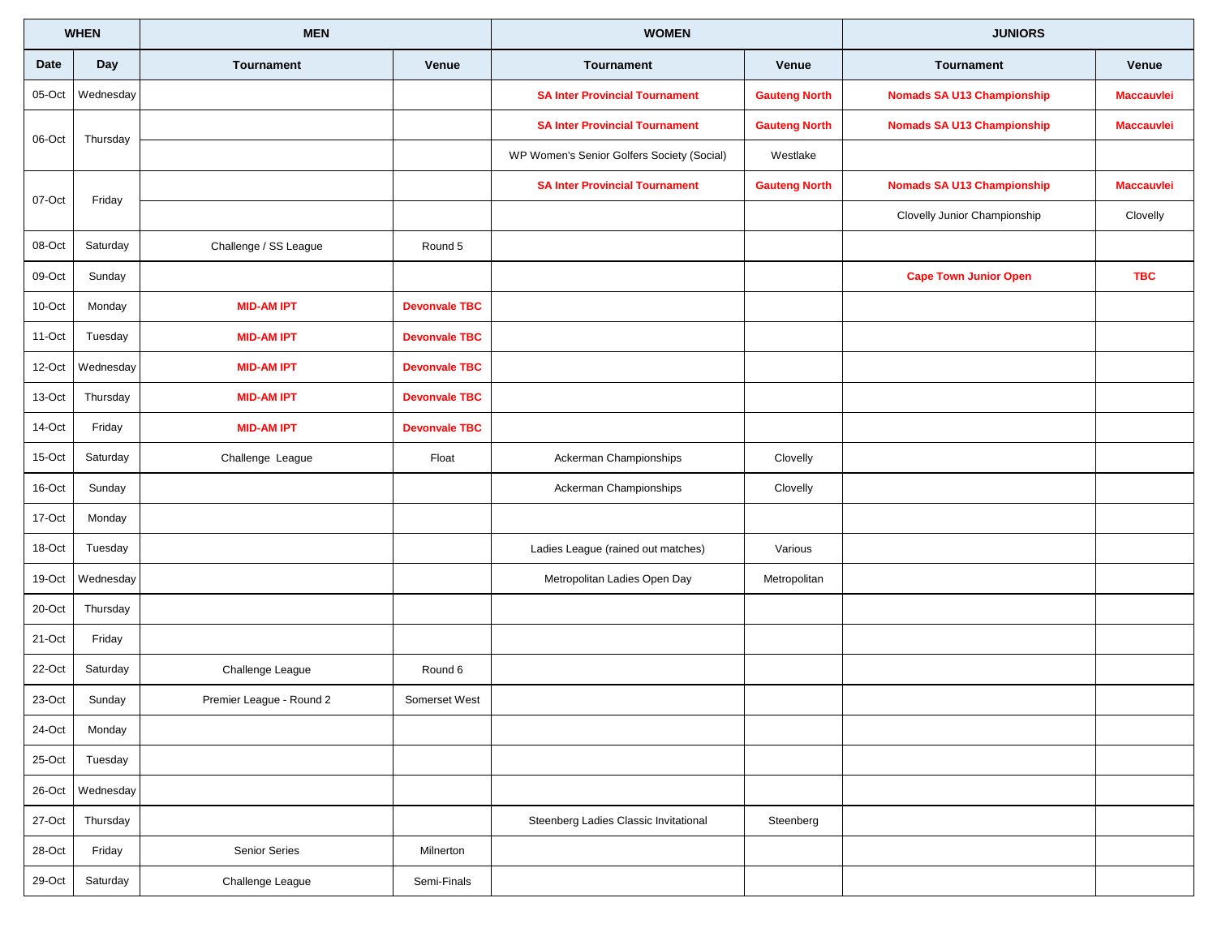| WHEN | | MEN | | WOMEN | | JUNIORS | |
|---|---|---|---|---|---|---|---|
| Date | Day | Tournament | Venue | Tournament | Venue | Tournament | Venue |
| 05-Oct | Wednesday | | | **SA Inter Provincial Tournament** | **Gauteng North** | **Nomads SA U13 Championship** | **Maccauvlei** |
| 06-Oct | Thursday | | | **SA Inter Provincial Tournament** | **Gauteng North** | **Nomads SA U13 Championship** | **Maccauvlei** |
| | | | | WP Women's Senior Golfers Society (Social) | Westlake | | |
| 07-Oct | Friday | | | **SA Inter Provincial Tournament** | **Gauteng North** | **Nomads SA U13 Championship** | **Maccauvlei** |
| | | | | | | Clovelly Junior Championship | Clovelly |
| 08-Oct | Saturday | Challenge / SS League | Round 5 | | | | |
| 09-Oct | Sunday | | | | | **Cape Town Junior Open** | **TBC** |
| 10-Oct | Monday | **MID-AM IPT** | **Devonvale TBC** | | | | |
| 11-Oct | Tuesday | **MID-AM IPT** | **Devonvale TBC** | | | | |
| 12-Oct | Wednesday | **MID-AM IPT** | **Devonvale TBC** | | | | |
| 13-Oct | Thursday | **MID-AM IPT** | **Devonvale TBC** | | | | |
| 14-Oct | Friday | **MID-AM IPT** | **Devonvale TBC** | | | | |
| 15-Oct | Saturday | Challenge League | Float | Ackerman Championships | Clovelly | | |
| 16-Oct | Sunday | | | Ackerman Championships | Clovelly | | |
| 17-Oct | Monday | | | | | | |
| 18-Oct | Tuesday | | | Ladies League (rained out matches) | Various | | |
| 19-Oct | Wednesday | | | Metropolitan Ladies Open Day | Metropolitan | | |
| 20-Oct | Thursday | | | | | | |
| 21-Oct | Friday | | | | | | |
| 22-Oct | Saturday | Challenge League | Round 6 | | | | |
| 23-Oct | Sunday | Premier League - Round 2 | Somerset West | | | | |
| 24-Oct | Monday | | | | | | |
| 25-Oct | Tuesday | | | | | | |
| 26-Oct | Wednesday | | | | | | |
| 27-Oct | Thursday | | | Steenberg Ladies Classic Invitational | Steenberg | | |
| 28-Oct | Friday | Senior Series | Milnerton | | | | |
| 29-Oct | Saturday | Challenge League | Semi-Finals | | | | |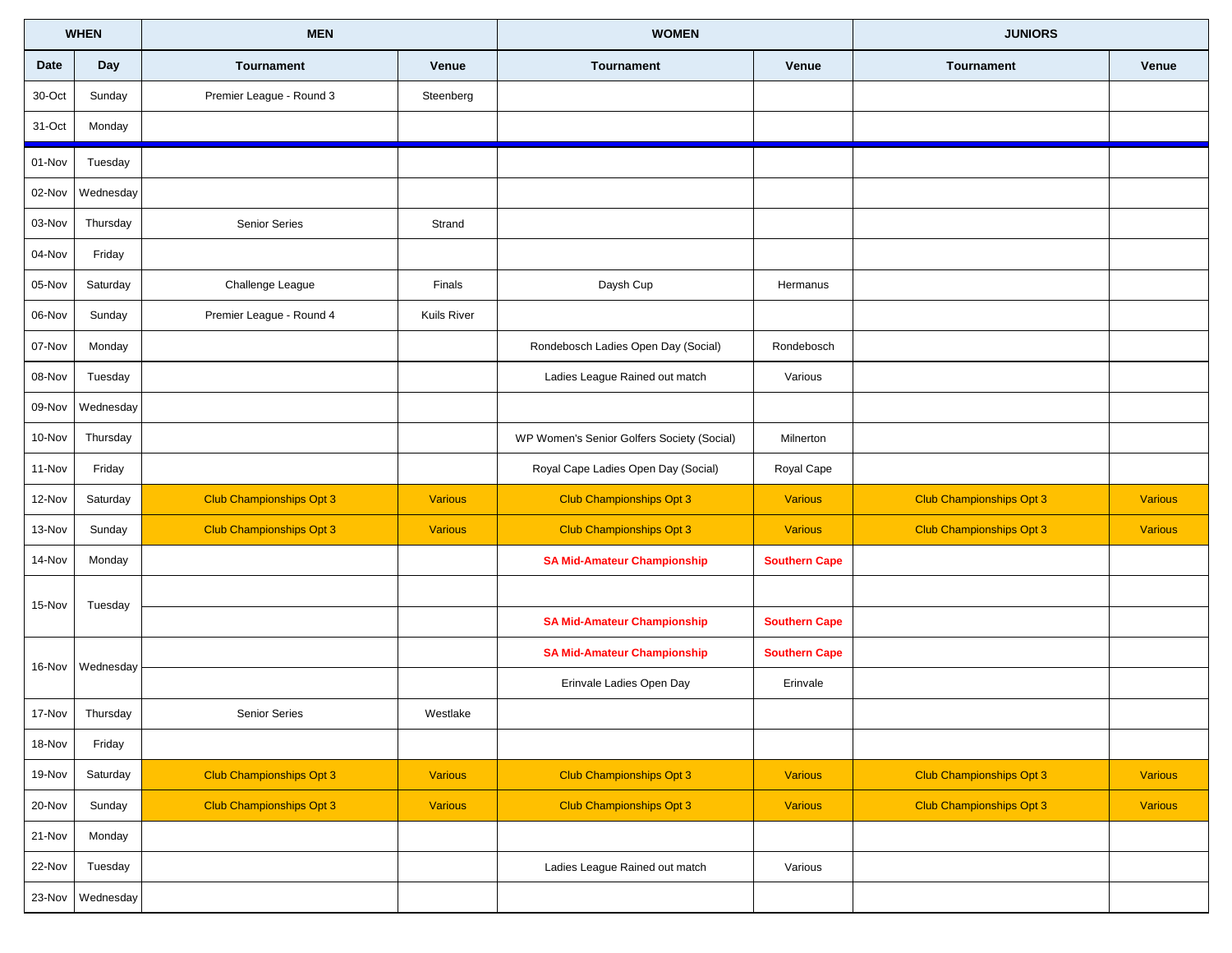| WHEN | | MEN | | WOMEN | | JUNIORS | |
|---|---|---|---|---|---|---|---|
| Date | Day | Tournament | Venue | Tournament | Venue | Tournament | Venue |
| 30-Oct | Sunday | Premier League - Round 3 | Steenberg | | | | |
| 31-Oct | Monday | | | | | | |
| 01-Nov | Tuesday | | | | | | |
| 02-Nov | Wednesday | | | | | | |
| 03-Nov | Thursday | Senior Series | Strand | | | | |
| 04-Nov | Friday | | | | | | |
| 05-Nov | Saturday | Challenge League | Finals | Daysh Cup | Hermanus | | |
| 06-Nov | Sunday | Premier League - Round 4 | Kuils River | | | | |
| 07-Nov | Monday | | | Rondebosch Ladies Open Day (Social) | Rondebosch | | |
| 08-Nov | Tuesday | | | Ladies League Rained out match | Various | | |
| 09-Nov | Wednesday | | | | | | |
| 10-Nov | Thursday | | | WP Women's Senior Golfers Society (Social) | Milnerton | | |
| 11-Nov | Friday | | | Royal Cape Ladies Open Day (Social) | Royal Cape | | |
| 12-Nov | Saturday | Club Championships Opt 3 | Various | Club Championships Opt 3 | Various | Club Championships Opt 3 | Various |
| 13-Nov | Sunday | Club Championships Opt 3 | Various | Club Championships Opt 3 | Various | Club Championships Opt 3 | Various |
| 14-Nov | Monday | | | **SA Mid-Amateur Championship** | **Southern Cape** | | |
| 15-Nov | Tuesday | | | | | | |
| | | | | **SA Mid-Amateur Championship** | **Southern Cape** | | |
| 16-Nov | Wednesday | | | **SA Mid-Amateur Championship** | **Southern Cape** | | |
| | | | | Erinvale Ladies Open Day | Erinvale | | |
| 17-Nov | Thursday | Senior Series | Westlake | | | | |
| 18-Nov | Friday | | | | | | |
| 19-Nov | Saturday | Club Championships Opt 3 | Various | Club Championships Opt 3 | Various | Club Championships Opt 3 | Various |
| 20-Nov | Sunday | Club Championships Opt 3 | Various | Club Championships Opt 3 | Various | Club Championships Opt 3 | Various |
| 21-Nov | Monday | | | | | | |
| 22-Nov | Tuesday | | | Ladies League Rained out match | Various | | |
| 23-Nov | Wednesday | | | | | | |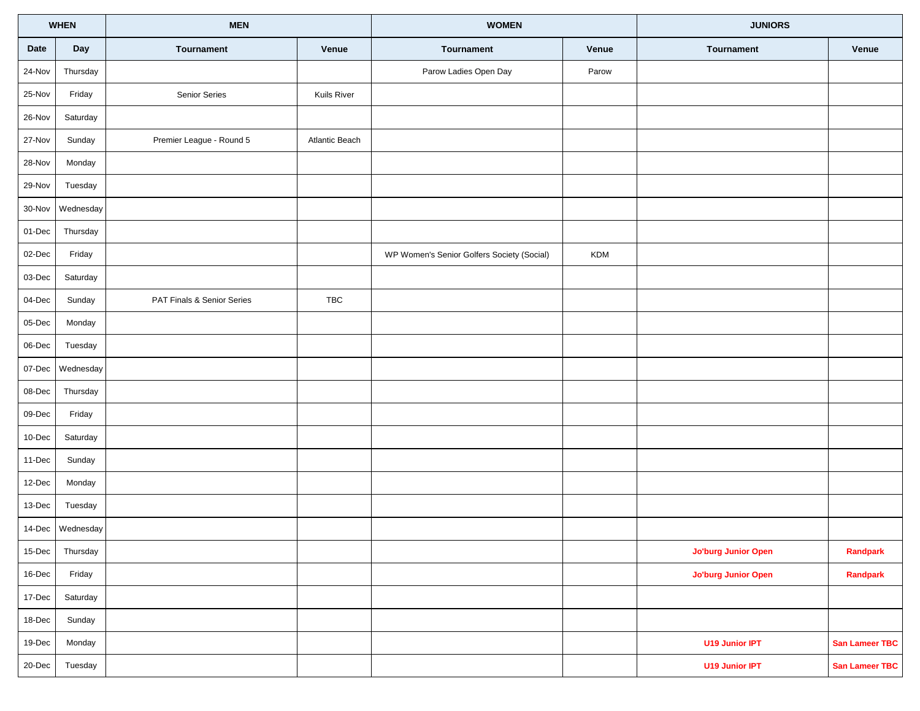| WHEN | | MEN | | WOMEN | | JUNIORS | |
|---|---|---|---|---|---|---|---|
| Date | Day | Tournament | Venue | Tournament | Venue | Tournament | Venue |
| 24-Nov | Thursday | | | Parow Ladies Open Day | Parow | | |
| 25-Nov | Friday | Senior Series | Kuils River | | | | |
| 26-Nov | Saturday | | | | | | |
| 27-Nov | Sunday | Premier League - Round 5 | Atlantic Beach | | | | |
| 28-Nov | Monday | | | | | | |
| 29-Nov | Tuesday | | | | | | |
| 30-Nov | Wednesday | | | | | | |
| 01-Dec | Thursday | | | | | | |
| 02-Dec | Friday | | | WP Women's Senior Golfers Society (Social) | KDM | | |
| 03-Dec | Saturday | | | | | | |
| 04-Dec | Sunday | PAT Finals & Senior Series | TBC | | | | |
| 05-Dec | Monday | | | | | | |
| 06-Dec | Tuesday | | | | | | |
| 07-Dec | Wednesday | | | | | | |
| 08-Dec | Thursday | | | | | | |
| 09-Dec | Friday | | | | | | |
| 10-Dec | Saturday | | | | | | |
| 11-Dec | Sunday | | | | | | |
| 12-Dec | Monday | | | | | | |
| 13-Dec | Tuesday | | | | | | |
| 14-Dec | Wednesday | | | | | | |
| 15-Dec | Thursday | | | | | **Jo'burg Junior Open** | **Randpark** |
| 16-Dec | Friday | | | | | **Jo'burg Junior Open** | **Randpark** |
| 17-Dec | Saturday | | | | | | |
| 18-Dec | Sunday | | | | | | |
| 19-Dec | Monday | | | | | **U19 Junior IPT** | **San Lameer TBC** |
| 20-Dec | Tuesday | | | | | **U19 Junior IPT** | **San Lameer TBC** |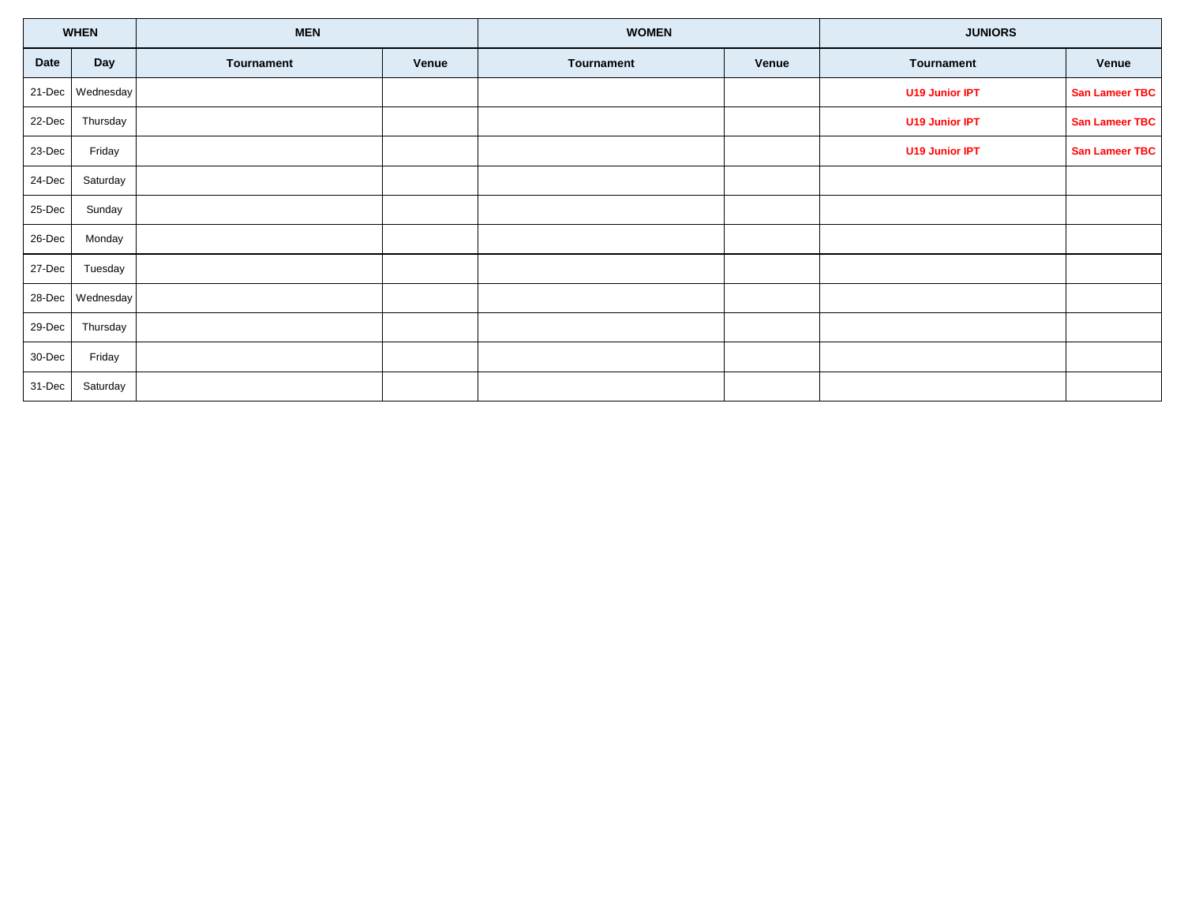| WHEN | | MEN | | WOMEN | | JUNIORS | |
|---|---|---|---|---|---|---|---|
| **Date** | **Day** | **Tournament** | **Venue** | **Tournament** | **Venue** | **Tournament** | **Venue** |
| 21-Dec | Wednesday | | | | | **U19 Junior IPT** | **San Lameer TBC** |
| 22-Dec | Thursday | | | | | **U19 Junior IPT** | **San Lameer TBC** |
| 23-Dec | Friday | | | | | **U19 Junior IPT** | **San Lameer TBC** |
| 24-Dec | Saturday | | | | | | |
| 25-Dec | Sunday | | | | | | |
| 26-Dec | Monday | | | | | | |
| 27-Dec | Tuesday | | | | | | |
| 28-Dec | Wednesday | | | | | | |
| 29-Dec | Thursday | | | | | | |
| 30-Dec | Friday | | | | | | |
| 31-Dec | Saturday | | | | | | |